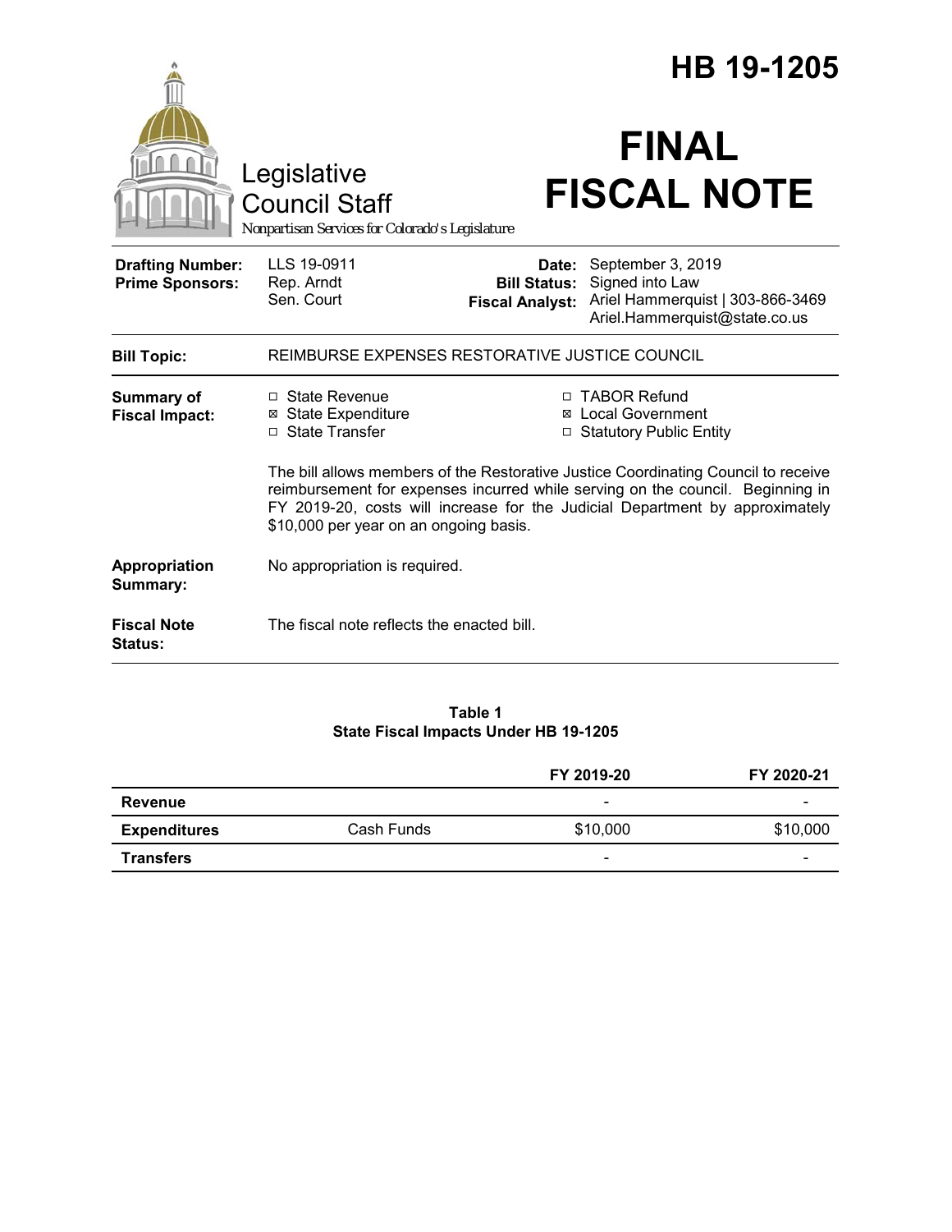# HB 19-1205

Legislative Council Staff

*Nonpartisan Services for Colorado's Legislature*

# FINAL FISCAL NOTE

| | | | |
|---|---|---|---|
| **Drafting Number:** | LLS 19-0911 | **Date:** | September 3, 2019 |
| **Prime Sponsors:** | Rep. Arndt<br>Sen. Court | **Bill Status:** | Signed into Law |
| | | **Fiscal Analyst:** | Ariel Hammerquist \| 303-866-3469<br>Ariel.Hammerquist@state.co.us |

**Bill Topic:** REIMBURSE EXPENSES RESTORATIVE JUSTICE COUNCIL

**Summary of Fiscal Impact:**

- ☐ State Revenue
- ☒ State Expenditure
- ☐ State Transfer
- ☐ TABOR Refund
- ☒ Local Government
- ☐ Statutory Public Entity

The bill allows members of the Restorative Justice Coordinating Council to receive reimbursement for expenses incurred while serving on the council. Beginning in FY 2019-20, costs will increase for the Judicial Department by approximately $10,000 per year on an ongoing basis.

**Appropriation Summary:** No appropriation is required.

**Fiscal Note Status:** The fiscal note reflects the enacted bill.

**Table 1**
**State Fiscal Impacts Under HB 19-1205**

| | | FY 2019-20 | FY 2020-21 |
|---|---|---|---|
| **Revenue** | | - | - |
| **Expenditures** | Cash Funds | $10,000 | $10,000 |
| **Transfers** | | - | - |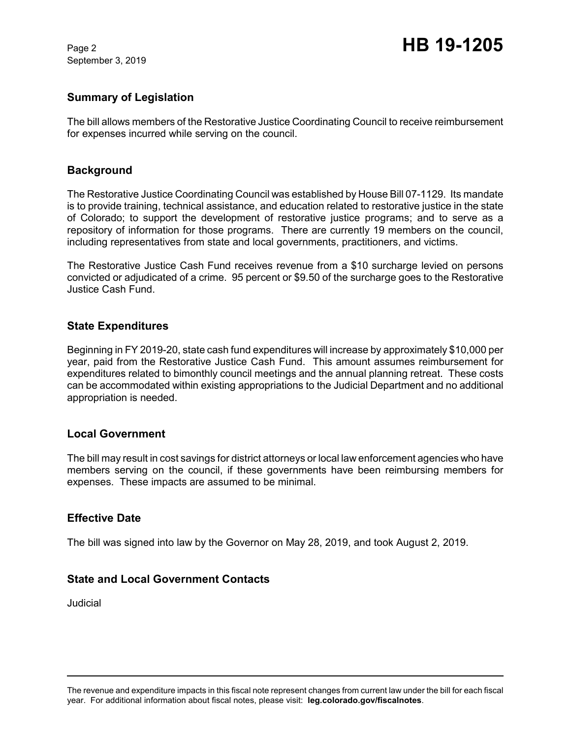## Summary of Legislation

The bill allows members of the Restorative Justice Coordinating Council to receive reimbursement for expenses incurred while serving on the council.

## Background

The Restorative Justice Coordinating Council was established by House Bill 07-1129. Its mandate is to provide training, technical assistance, and education related to restorative justice in the state of Colorado; to support the development of restorative justice programs; and to serve as a repository of information for those programs. There are currently 19 members on the council, including representatives from state and local governments, practitioners, and victims.

The Restorative Justice Cash Fund receives revenue from a $10 surcharge levied on persons convicted or adjudicated of a crime. 95 percent or $9.50 of the surcharge goes to the Restorative Justice Cash Fund.

## State Expenditures

Beginning in FY 2019-20, state cash fund expenditures will increase by approximately $10,000 per year, paid from the Restorative Justice Cash Fund. This amount assumes reimbursement for expenditures related to bimonthly council meetings and the annual planning retreat. These costs can be accommodated within existing appropriations to the Judicial Department and no additional appropriation is needed.

## Local Government

The bill may result in cost savings for district attorneys or local law enforcement agencies who have members serving on the council, if these governments have been reimbursing members for expenses. These impacts are assumed to be minimal.

## Effective Date

The bill was signed into law by the Governor on May 28, 2019, and took August 2, 2019.

## State and Local Government Contacts

Judicial

The revenue and expenditure impacts in this fiscal note represent changes from current law under the bill for each fiscal year. For additional information about fiscal notes, please visit: **leg.colorado.gov/fiscalnotes**.